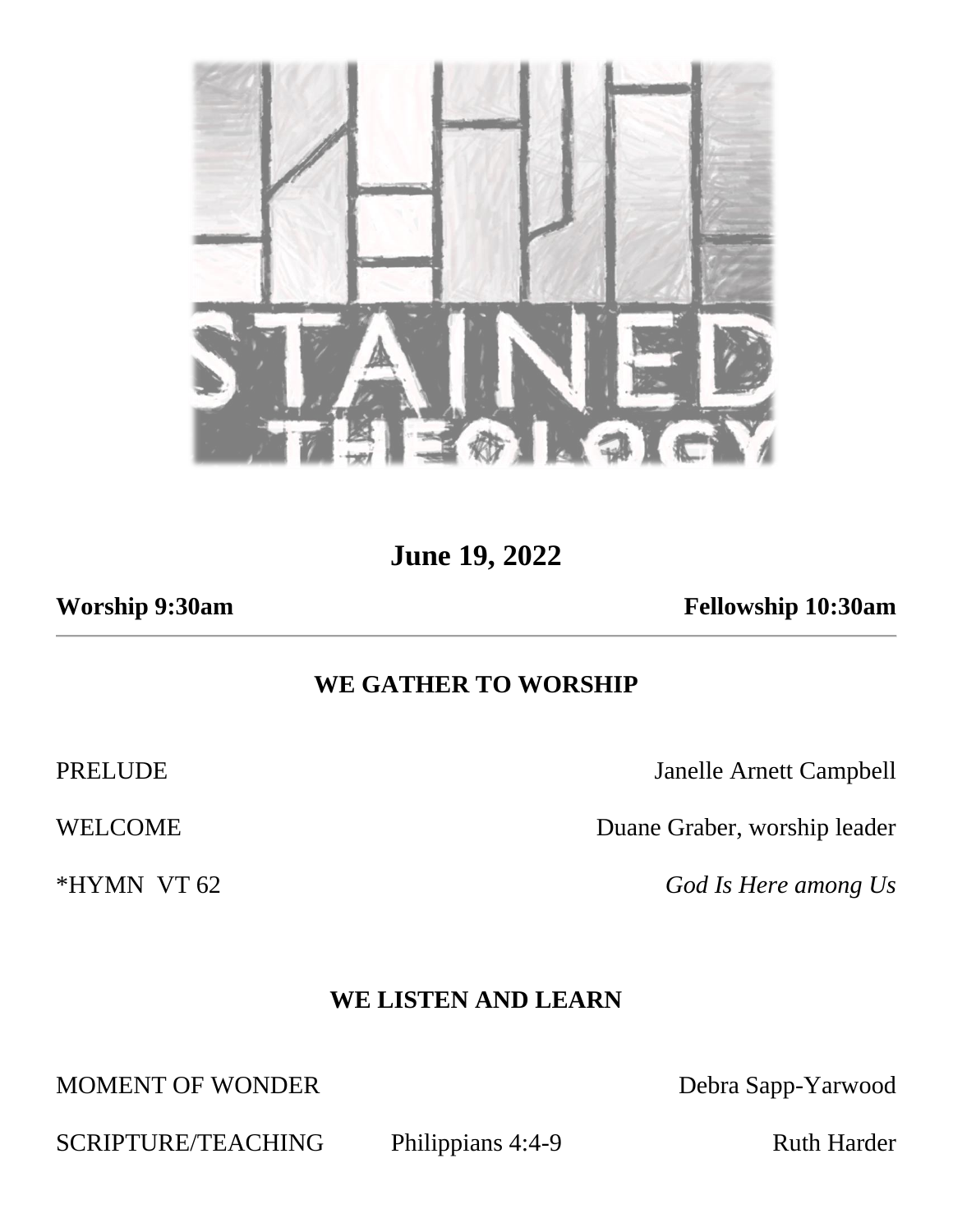STAINED THEOLOGY

**June 19, 2022**

**Worship 9:30am** **Fellowship 10:30am**

---

## WE GATHER TO WORSHIP

PRELUDE — Janelle Arnett Campbell

WELCOME — Duane Graber, worship leader

*HYMN VT 62 — *God Is Here among Us*

## WE LISTEN AND LEARN

MOMENT OF WONDER — Debra Sapp-Yarwood

SCRIPTURE/TEACHING — Philippians 4:4-9 — Ruth Harder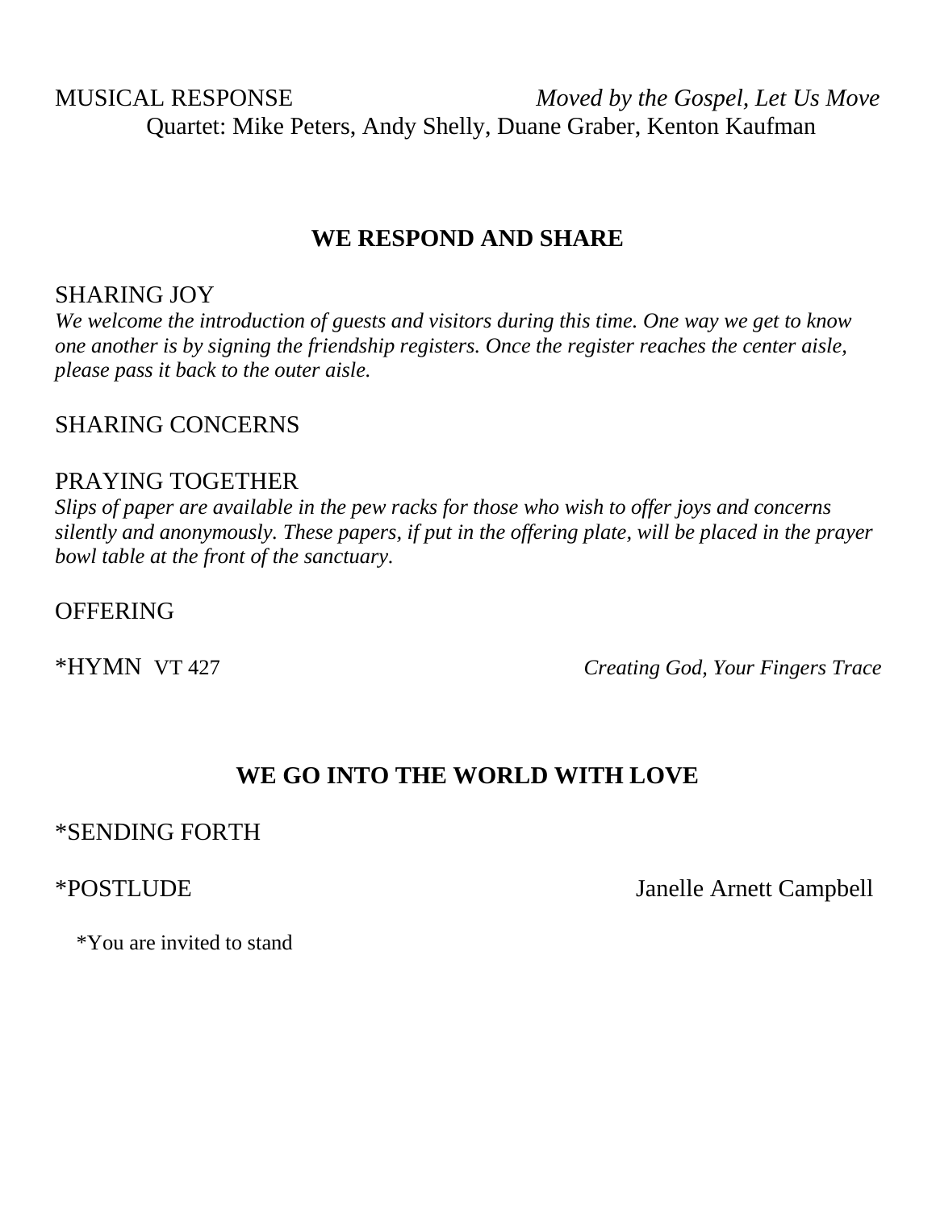MUSICAL RESPONSE *Moved by the Gospel, Let Us Move*

Quartet: Mike Peters, Andy Shelly, Duane Graber, Kenton Kaufman

## WE RESPOND AND SHARE

SHARING JOY

*We welcome the introduction of guests and visitors during this time. One way we get to know one another is by signing the friendship registers. Once the register reaches the center aisle, please pass it back to the outer aisle.*

SHARING CONCERNS

PRAYING TOGETHER

*Slips of paper are available in the pew racks for those who wish to offer joys and concerns silently and anonymously. These papers, if put in the offering plate, will be placed in the prayer bowl table at the front of the sanctuary.*

OFFERING

*HYMN VT 427 *Creating God, Your Fingers Trace*

## WE GO INTO THE WORLD WITH LOVE

*SENDING FORTH

*POSTLUDE Janelle Arnett Campbell

*You are invited to stand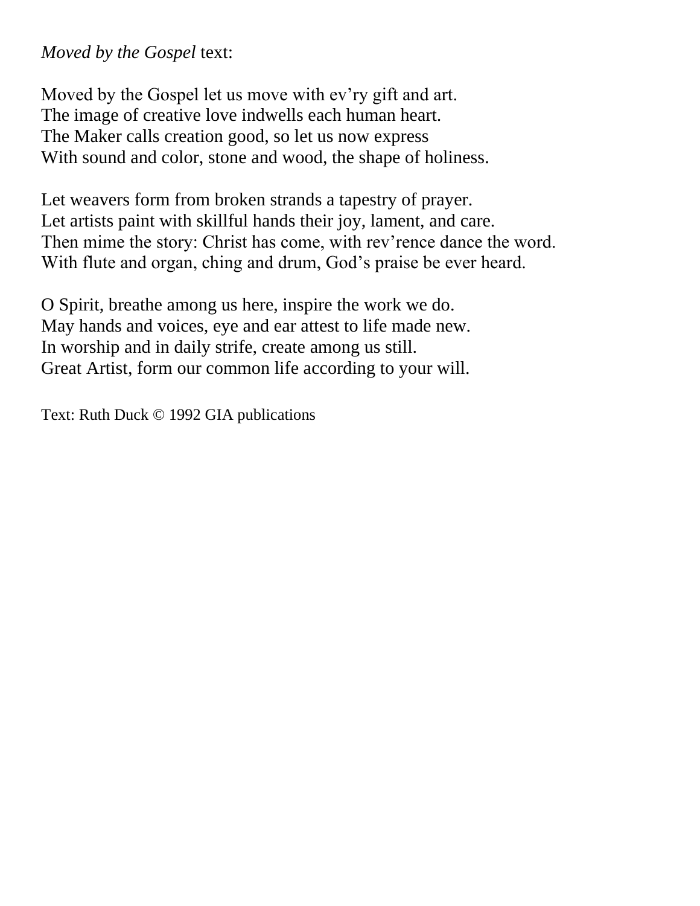*Moved by the Gospel* text:

Moved by the Gospel let us move with ev'ry gift and art.
The image of creative love indwells each human heart.
The Maker calls creation good, so let us now express
With sound and color, stone and wood, the shape of holiness.

Let weavers form from broken strands a tapestry of prayer.
Let artists paint with skillful hands their joy, lament, and care.
Then mime the story: Christ has come, with rev'rence dance the word.
With flute and organ, ching and drum, God's praise be ever heard.

O Spirit, breathe among us here, inspire the work we do.
May hands and voices, eye and ear attest to life made new.
In worship and in daily strife, create among us still.
Great Artist, form our common life according to your will.

Text: Ruth Duck © 1992 GIA publications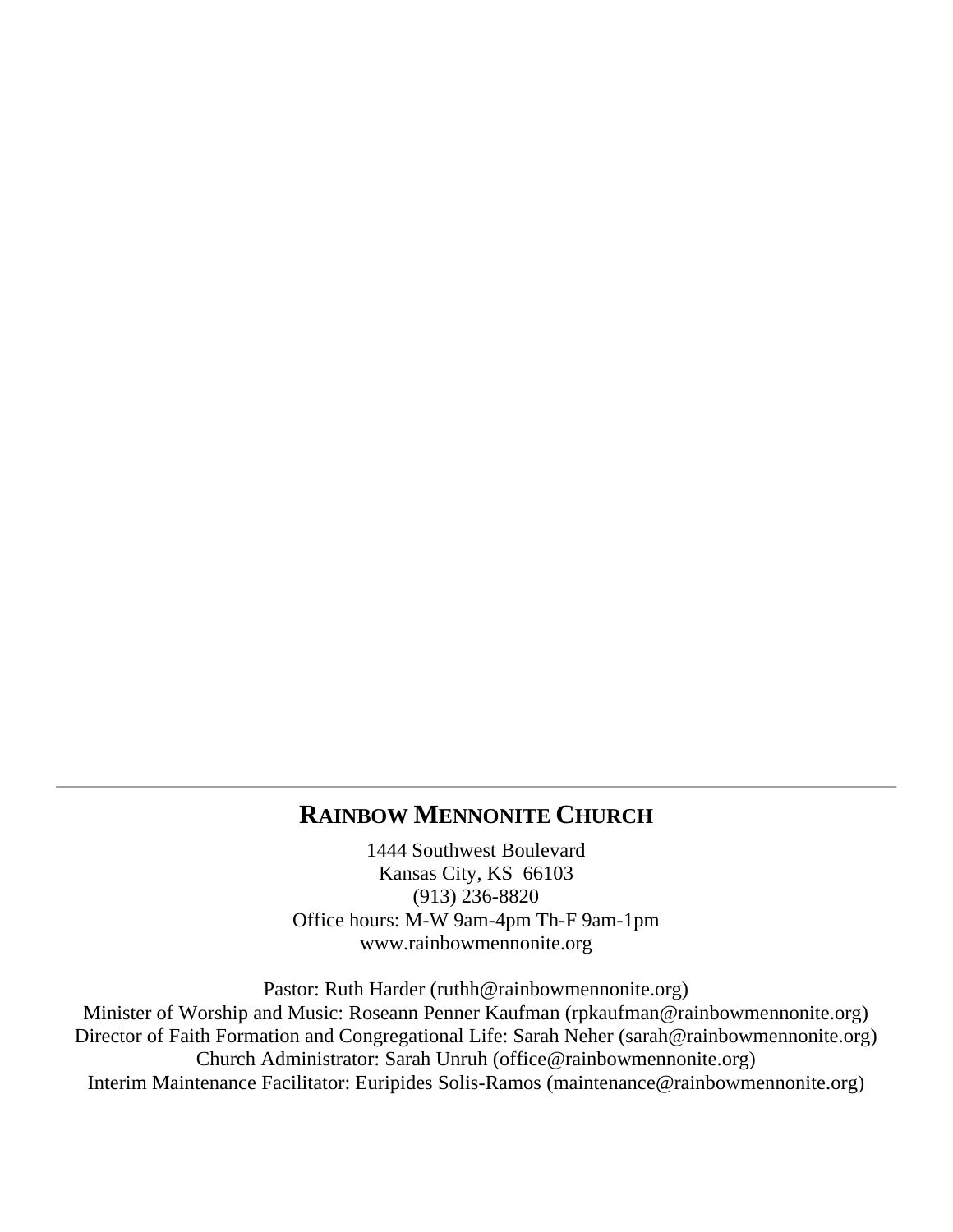---

## RAINBOW MENNONITE CHURCH

1444 Southwest Boulevard
Kansas City, KS 66103
(913) 236-8820
Office hours: M-W 9am-4pm Th-F 9am-1pm
www.rainbowmennonite.org

Pastor: Ruth Harder (ruthh@rainbowmennonite.org)
Minister of Worship and Music: Roseann Penner Kaufman (rpkaufman@rainbowmennonite.org)
Director of Faith Formation and Congregational Life: Sarah Neher (sarah@rainbowmennonite.org)
Church Administrator: Sarah Unruh (office@rainbowmennonite.org)
Interim Maintenance Facilitator: Euripides Solis-Ramos (maintenance@rainbowmennonite.org)